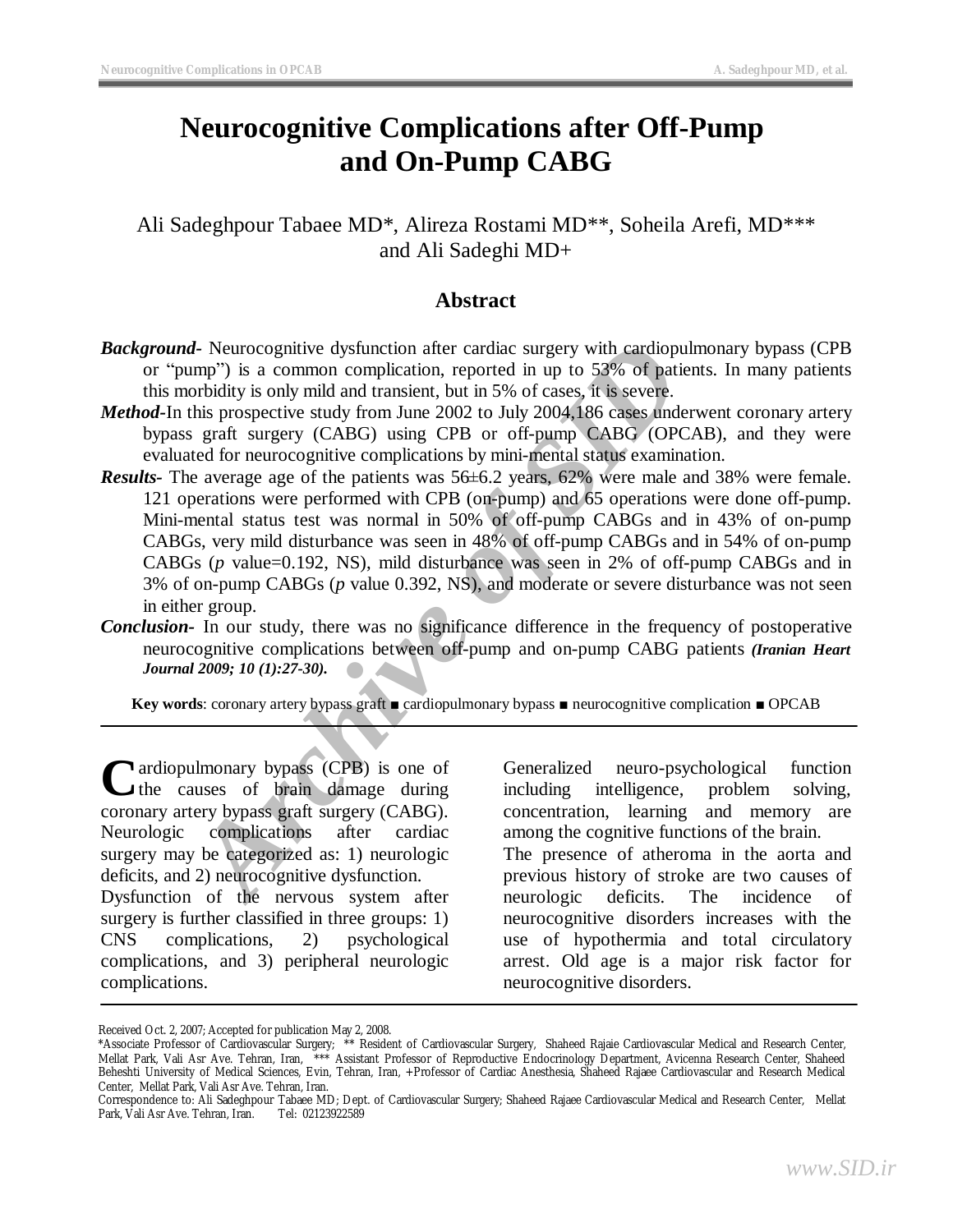# Neurocognitive Complications after Off-Pump and On-Pump CABG

Ali Sadeghpour Tabaee MD*, Alireza Rostami MD**, Soheila Arefi, MD*** and Ali Sadeghi MD+

## Abstract

***Background-*** Neurocognitive dysfunction after cardiac surgery with cardiopulmonary bypass (CPB or "pump") is a common complication, reported in up to 53% of patients. In many patients this morbidity is only mild and transient, but in 5% of cases, it is severe.

***Method-*** In this prospective study from June 2002 to July 2004,186 cases underwent coronary artery bypass graft surgery (CABG) using CPB or off-pump CABG (OPCAB), and they were evaluated for neurocognitive complications by mini-mental status examination.

***Results-*** The average age of the patients was 56±6.2 years, 62% were male and 38% were female. 121 operations were performed with CPB (on-pump) and 65 operations were done off-pump. Mini-mental status test was normal in 50% of off-pump CABGs and in 43% of on-pump CABGs, very mild disturbance was seen in 48% of off-pump CABGs and in 54% of on-pump CABGs ($p$ value=0.192, NS), mild disturbance was seen in 2% of off-pump CABGs and in 3% of on-pump CABGs ($p$ value 0.392, NS), and moderate or severe disturbance was not seen in either group.

***Conclusion-*** In our study, there was no significance difference in the frequency of postoperative neurocognitive complications between off-pump and on-pump CABG patients ***(Iranian Heart Journal 2009; 10 (1):27-30).***

**Key words**: coronary artery bypass graft ■ cardiopulmonary bypass ■ neurocognitive complication ■ OPCAB

---

Cardiopulmonary bypass (CPB) is one of the causes of brain damage during coronary artery bypass graft surgery (CABG). Neurologic complications after cardiac surgery may be categorized as: 1) neurologic deficits, and 2) neurocognitive dysfunction.

Dysfunction of the nervous system after surgery is further classified in three groups: 1) CNS complications, 2) psychological complications, and 3) peripheral neurologic complications.

Generalized neuro-psychological function including intelligence, problem solving, concentration, learning and memory are among the cognitive functions of the brain.

The presence of atheroma in the aorta and previous history of stroke are two causes of neurologic deficits. The incidence of neurocognitive disorders increases with the use of hypothermia and total circulatory arrest. Old age is a major risk factor for neurocognitive disorders.

---

Received Oct. 2, 2007; Accepted for publication May 2, 2008.

*Associate Professor of Cardiovascular Surgery; ** Resident of Cardiovascular Surgery, Shaheed Rajaie Cardiovascular Medical and Research Center, Mellat Park, Vali Asr Ave. Tehran, Iran, *** Assistant Professor of Reproductive Endocrinology Department, Avicenna Research Center, Shaheed Beheshti University of Medical Sciences, Evin, Tehran, Iran, +Professor of Cardiac Anesthesia, Shaheed Rajaee Cardiovascular and Research Medical Center, Mellat Park, Vali Asr Ave. Tehran, Iran.

Correspondence to: Ali Sadeghpour Tabaee MD; Dept. of Cardiovascular Surgery; Shaheed Rajaee Cardiovascular Medical and Research Center, Mellat Park, Vali Asr Ave. Tehran, Iran. Tel: 02123922589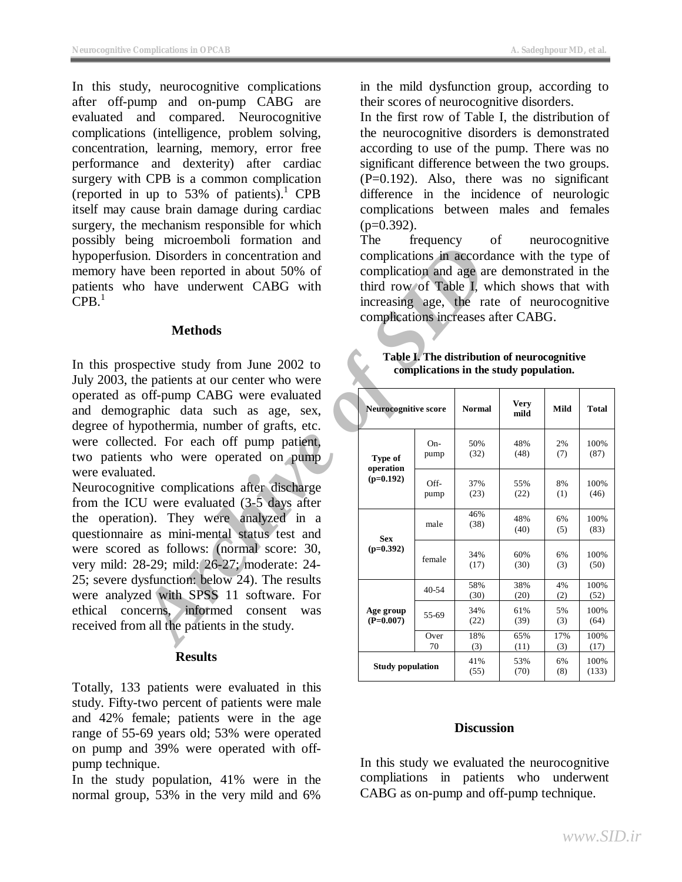In this study, neurocognitive complications after off-pump and on-pump CABG are evaluated and compared. Neurocognitive complications (intelligence, problem solving, concentration, learning, memory, error free performance and dexterity) after cardiac surgery with CPB is a common complication (reported in up to 53% of patients).[1] CPB itself may cause brain damage during cardiac surgery, the mechanism responsible for which possibly being microemboli formation and hypoperfusion. Disorders in concentration and memory have been reported in about 50% of patients who have underwent CABG with CPB.[1]

## Methods

In this prospective study from June 2002 to July 2003, the patients at our center who were operated as off-pump CABG were evaluated and demographic data such as age, sex, degree of hypothermia, number of grafts, etc. were collected. For each off pump patient, two patients who were operated on pump were evaluated.

Neurocognitive complications after discharge from the ICU were evaluated (3-5 days after the operation). They were analyzed in a questionnaire as mini-mental status test and were scored as follows: (normal score: 30, very mild: 28-29; mild: 26-27; moderate: 24-25; severe dysfunction: below 24). The results were analyzed with SPSS 11 software. For ethical concerns, informed consent was received from all the patients in the study.

## Results

Totally, 133 patients were evaluated in this study. Fifty-two percent of patients were male and 42% female; patients were in the age range of 55-69 years old; 53% were operated on pump and 39% were operated with off-pump technique.

In the study population, 41% were in the normal group, 53% in the very mild and 6% in the mild dysfunction group, according to their scores of neurocognitive disorders.

In the first row of Table I, the distribution of the neurocognitive disorders is demonstrated according to use of the pump. There was no significant difference between the two groups. (P=0.192). Also, there was no significant difference in the incidence of neurologic complications between males and females (p=0.392).

The frequency of neurocognitive complications in accordance with the type of complication and age are demonstrated in the third row of Table I, which shows that with increasing age, the rate of neurocognitive complications increases after CABG.

**Table I. The distribution of neurocognitive complications in the study population.**

| Neurocognitive score | | Normal | Very mild | Mild | Total |
|---|---|---|---|---|---|
| Type of operation (p=0.192) | On-pump | 50% (32) | 48% (48) | 2% (7) | 100% (87) |
| | Off-pump | 37% (23) | 55% (22) | 8% (1) | 100% (46) |
| Sex (p=0.392) | male | 46% (38) | 48% (40) | 6% (5) | 100% (83) |
| | female | 34% (17) | 60% (30) | 6% (3) | 100% (50) |
| Age group (P=0.007) | 40-54 | 58% (30) | 38% (20) | 4% (2) | 100% (52) |
| | 55-69 | 34% (22) | 61% (39) | 5% (3) | 100% (64) |
| | Over 70 | 18% (3) | 65% (11) | 17% (3) | 100% (17) |
| Study population | | 41% (55) | 53% (70) | 6% (8) | 100% (133) |

## Discussion

In this study we evaluated the neurocognitive compliations in patients who underwent CABG as on-pump and off-pump technique.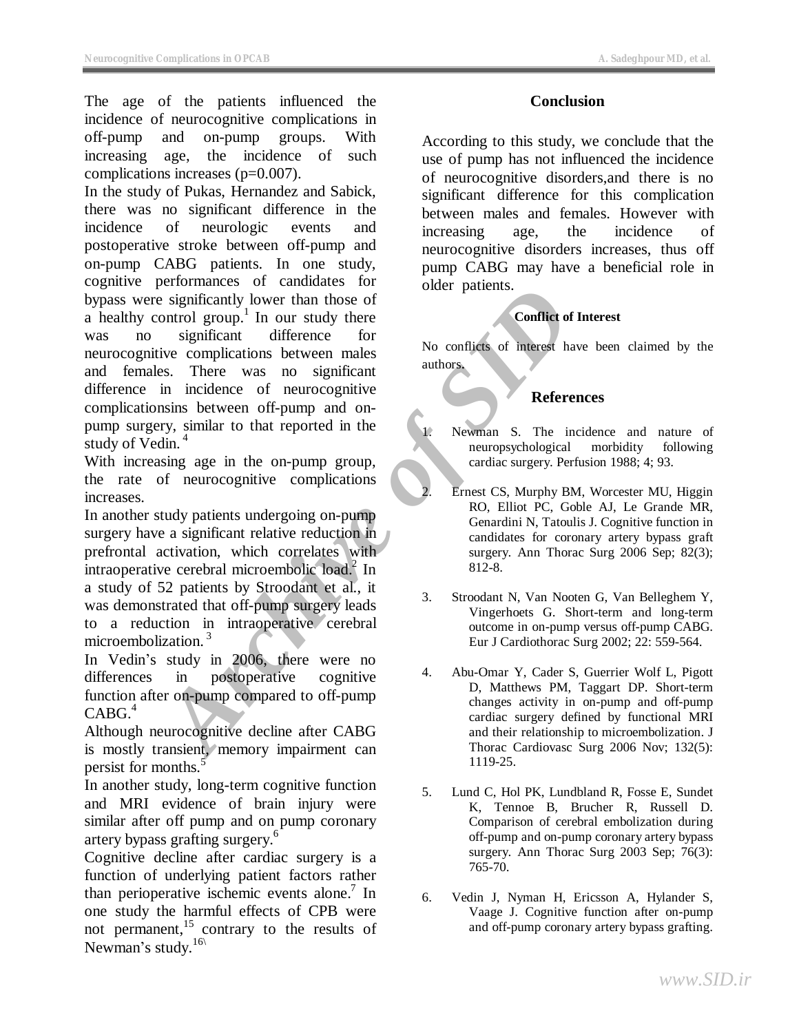The age of the patients influenced the incidence of neurocognitive complications in off-pump and on-pump groups. With increasing age, the incidence of such complications increases (p=0.007).

In the study of Pukas, Hernandez and Sabick, there was no significant difference in the incidence of neurologic events and postoperative stroke between off-pump and on-pump CABG patients. In one study, cognitive performances of candidates for bypass were significantly lower than those of a healthy control group.[1] In our study there was no significant difference for neurocognitive complications between males and females. There was no significant difference in incidence of neurocognitive complicationsins between off-pump and on-pump surgery, similar to that reported in the study of Vedin.[4]

With increasing age in the on-pump group, the rate of neurocognitive complications increases.

In another study patients undergoing on-pump surgery have a significant relative reduction in prefrontal activation, which correlates with intraoperative cerebral microembolic load.[2] In a study of 52 patients by Stroodant et al., it was demonstrated that off-pump surgery leads to a reduction in intraoperative cerebral microembolization.[3]

In Vedin's study in 2006, there were no differences in postoperative cognitive function after on-pump compared to off-pump CABG.[4]

Although neurocognitive decline after CABG is mostly transient, memory impairment can persist for months.[5]

In another study, long-term cognitive function and MRI evidence of brain injury were similar after off pump and on pump coronary artery bypass grafting surgery.[6]

Cognitive decline after cardiac surgery is a function of underlying patient factors rather than perioperative ischemic events alone.[7] In one study the harmful effects of CPB were not permanent,[15] contrary to the results of Newman's study.[16\]

## Conclusion

According to this study, we conclude that the use of pump has not influenced the incidence of neurocognitive disorders,and there is no significant difference for this complication between males and females. However with increasing age, the incidence of neurocognitive disorders increases, thus off pump CABG may have a beneficial role in older patients.

### Conflict of Interest

No conflicts of interest have been claimed by the authors.

## References

1. Newman S. The incidence and nature of neuropsychological morbidity following cardiac surgery. Perfusion 1988; 4; 93.
2. Ernest CS, Murphy BM, Worcester MU, Higgin RO, Elliot PC, Goble AJ, Le Grande MR, Genardini N, Tatoulis J. Cognitive function in candidates for coronary artery bypass graft surgery. Ann Thorac Surg 2006 Sep; 82(3); 812-8.
3. Stroodant N, Van Nooten G, Van Belleghem Y, Vingerhoets G. Short-term and long-term outcome in on-pump versus off-pump CABG. Eur J Cardiothorac Surg 2002; 22: 559-564.
4. Abu-Omar Y, Cader S, Guerrier Wolf L, Pigott D, Matthews PM, Taggart DP. Short-term changes activity in on-pump and off-pump cardiac surgery defined by functional MRI and their relationship to microembolization. J Thorac Cardiovasc Surg 2006 Nov; 132(5): 1119-25.
5. Lund C, Hol PK, Lundbland R, Fosse E, Sundet K, Tennoe B, Brucher R, Russell D. Comparison of cerebral embolization during off-pump and on-pump coronary artery bypass surgery. Ann Thorac Surg 2003 Sep; 76(3): 765-70.
6. Vedin J, Nyman H, Ericsson A, Hylander S, Vaage J. Cognitive function after on-pump and off-pump coronary artery bypass grafting.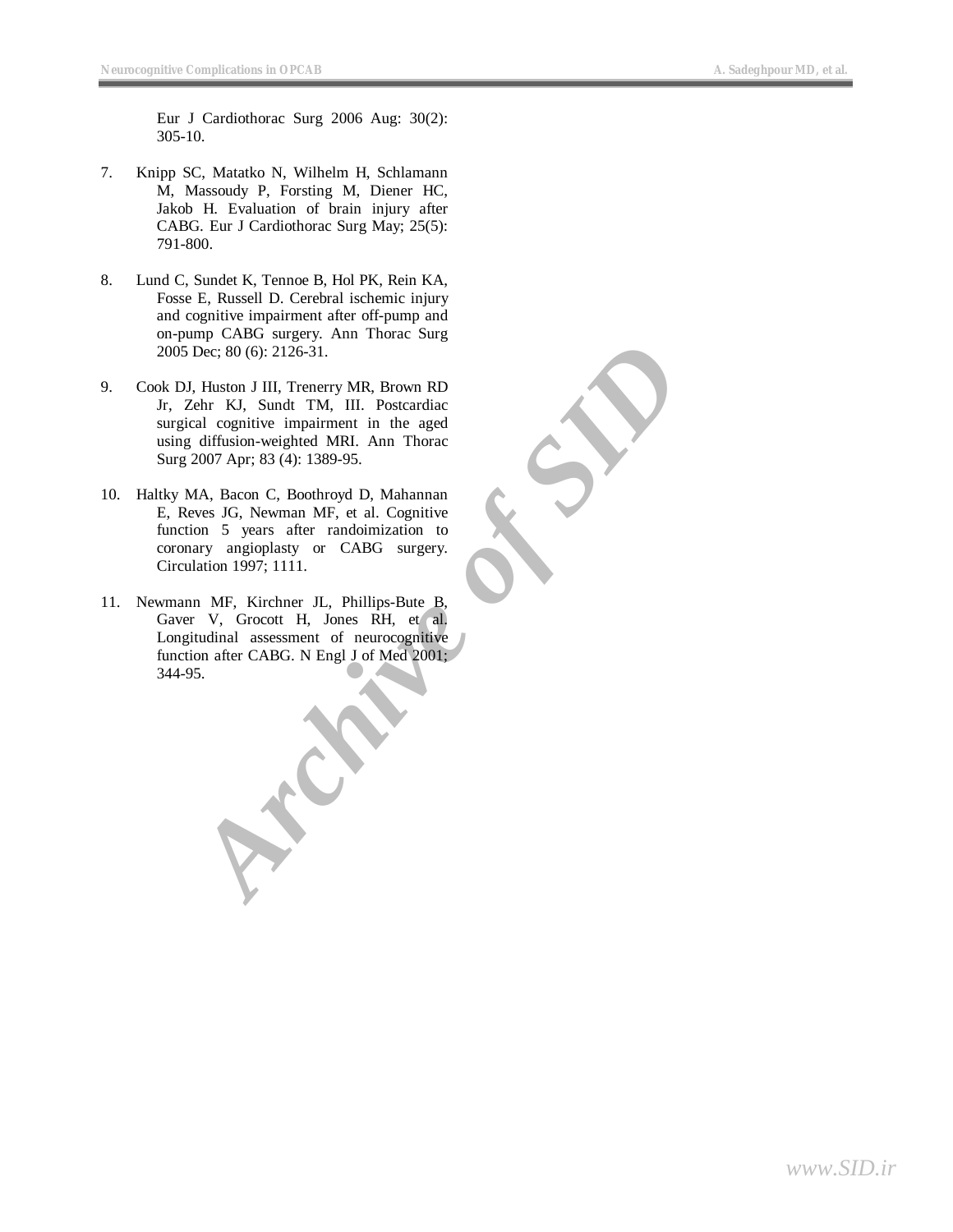Eur J Cardiothorac Surg 2006 Aug: 30(2): 305-10.

7. Knipp SC, Matatko N, Wilhelm H, Schlamann M, Massoudy P, Forsting M, Diener HC, Jakob H. Evaluation of brain injury after CABG. Eur J Cardiothorac Surg May; 25(5): 791-800.

8. Lund C, Sundet K, Tennoe B, Hol PK, Rein KA, Fosse E, Russell D. Cerebral ischemic injury and cognitive impairment after off-pump and on-pump CABG surgery. Ann Thorac Surg 2005 Dec; 80 (6): 2126-31.

9. Cook DJ, Huston J III, Trenerry MR, Brown RD Jr, Zehr KJ, Sundt TM, III. Postcardiac surgical cognitive impairment in the aged using diffusion-weighted MRI. Ann Thorac Surg 2007 Apr; 83 (4): 1389-95.

10. Haltky MA, Bacon C, Boothroyd D, Mahannan E, Reves JG, Newman MF, et al. Cognitive function 5 years after randoimization to coronary angioplasty or CABG surgery. Circulation 1997; 1111.

11. Newmann MF, Kirchner JL, Phillips-Bute B, Gaver V, Grocott H, Jones RH, et al. Longitudinal assessment of neurocognitive function after CABG. N Engl J of Med 2001; 344-95.